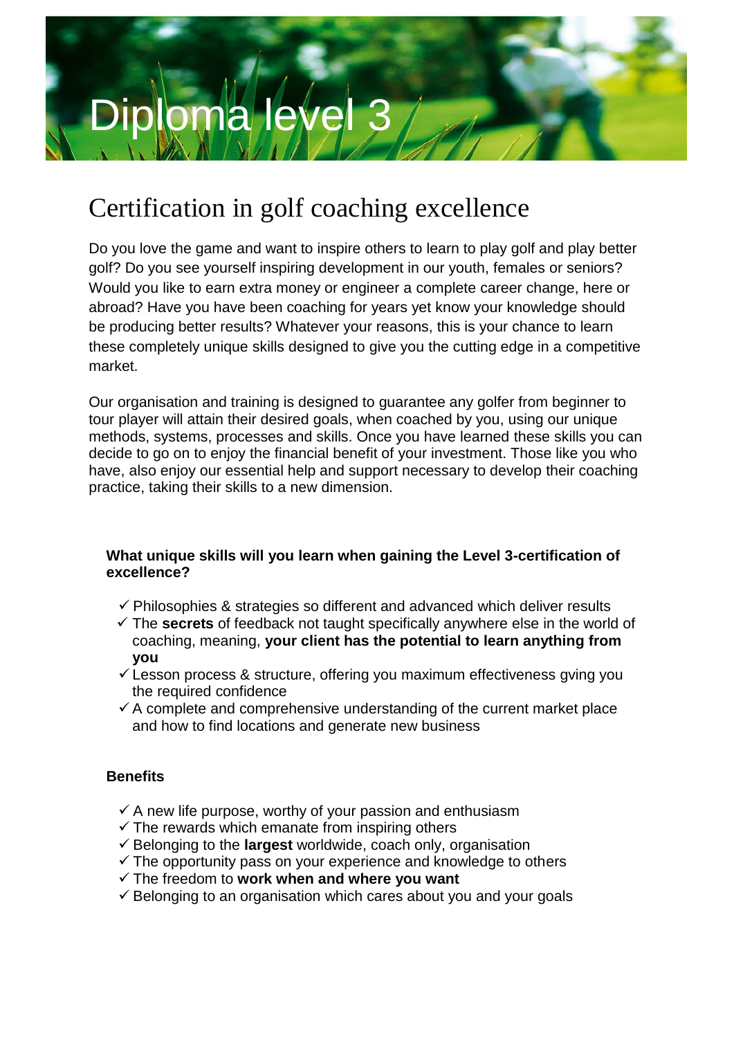# Diploma level 3

## Certification in golf coaching excellence

Do you love the game and want to inspire others to learn to play golf and play better golf? Do you see yourself inspiring development in our youth, females or seniors? Would you like to earn extra money or engineer a complete career change, here or abroad? Have you have been coaching for years yet know your knowledge should be producing better results? Whatever your reasons, this is your chance to learn these completely unique skills designed to give you the cutting edge in a competitive market.

Our organisation and training is designed to guarantee any golfer from beginner to tour player will attain their desired goals, when coached by you, using our unique methods, systems, processes and skills. Once you have learned these skills you can decide to go on to enjoy the financial benefit of your investment. Those like you who have, also enjoy our essential help and support necessary to develop their coaching practice, taking their skills to a new dimension.

### What unique skills will you learn when gaining the Level 3-certification of excellence?

- ✓ Philosophies & strategies so different and advanced which deliver results
- ✓ The **secrets** of feedback not taught specifically anywhere else in the world of coaching, meaning, **your client has the potential to learn anything from you**
- ✓ Lesson process & structure, offering you maximum effectiveness gving you the required confidence
- ✓ A complete and comprehensive understanding of the current market place and how to find locations and generate new business

### Benefits

- ✓ A new life purpose, worthy of your passion and enthusiasm
- ✓ The rewards which emanate from inspiring others
- ✓ Belonging to the **largest** worldwide, coach only, organisation
- ✓ The opportunity pass on your experience and knowledge to others
- ✓ The freedom to **work when and where you want**
- ✓ Belonging to an organisation which cares about you and your goals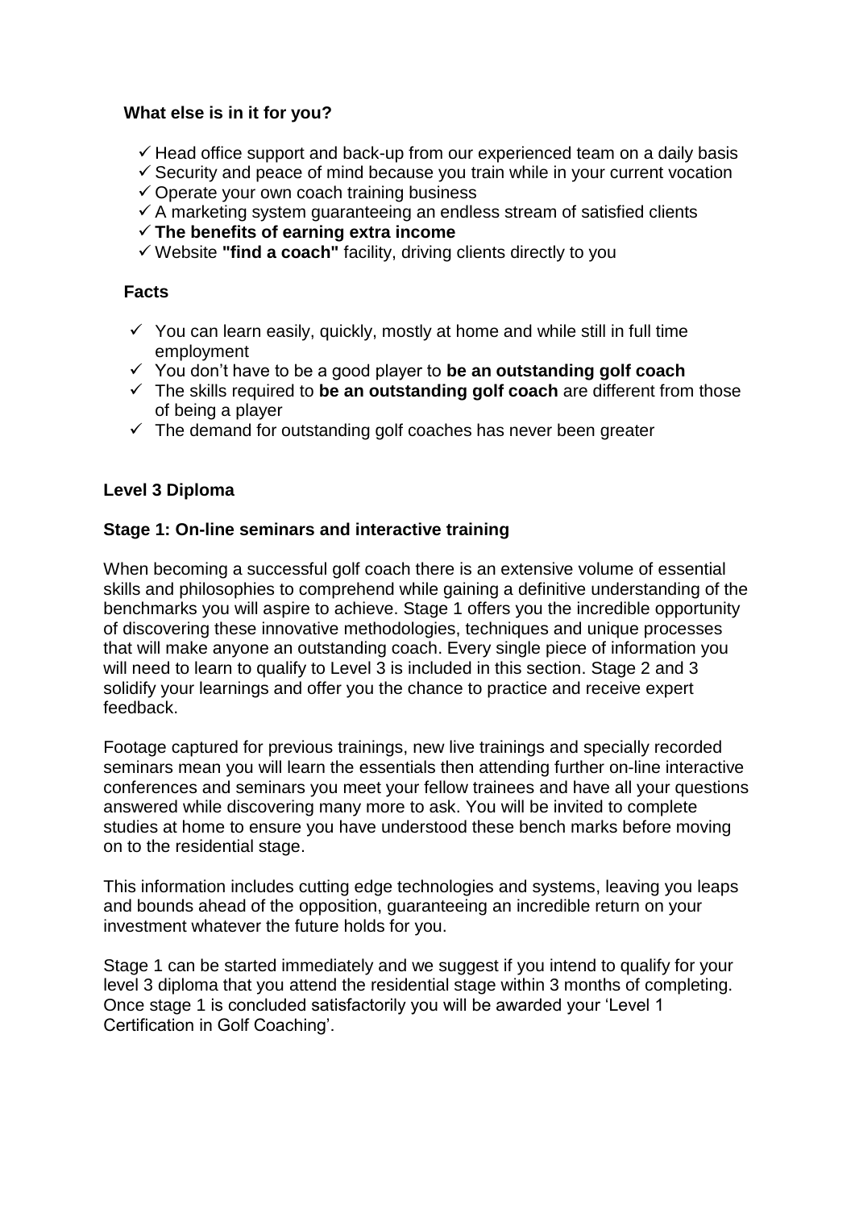**What else is in it for you?**

- ✓ Head office support and back-up from our experienced team on a daily basis
- ✓ Security and peace of mind because you train while in your current vocation
- ✓ Operate your own coach training business
- ✓ A marketing system guaranteeing an endless stream of satisfied clients
- ✓ **The benefits of earning extra income**
- ✓ Website **"find a coach"** facility, driving clients directly to you

**Facts**

- ✓ You can learn easily, quickly, mostly at home and while still in full time employment
- ✓ You don't have to be a good player to **be an outstanding golf coach**
- ✓ The skills required to **be an outstanding golf coach** are different from those of being a player
- ✓ The demand for outstanding golf coaches has never been greater

**Level 3 Diploma**

**Stage 1: On-line seminars and interactive training**

When becoming a successful golf coach there is an extensive volume of essential skills and philosophies to comprehend while gaining a definitive understanding of the benchmarks you will aspire to achieve. Stage 1 offers you the incredible opportunity of discovering these innovative methodologies, techniques and unique processes that will make anyone an outstanding coach. Every single piece of information you will need to learn to qualify to Level 3 is included in this section. Stage 2 and 3 solidify your learnings and offer you the chance to practice and receive expert feedback.

Footage captured for previous trainings, new live trainings and specially recorded seminars mean you will learn the essentials then attending further on-line interactive conferences and seminars you meet your fellow trainees and have all your questions answered while discovering many more to ask. You will be invited to complete studies at home to ensure you have understood these bench marks before moving on to the residential stage.

This information includes cutting edge technologies and systems, leaving you leaps and bounds ahead of the opposition, guaranteeing an incredible return on your investment whatever the future holds for you.

Stage 1 can be started immediately and we suggest if you intend to qualify for your level 3 diploma that you attend the residential stage within 3 months of completing. Once stage 1 is concluded satisfactorily you will be awarded your 'Level 1 Certification in Golf Coaching'.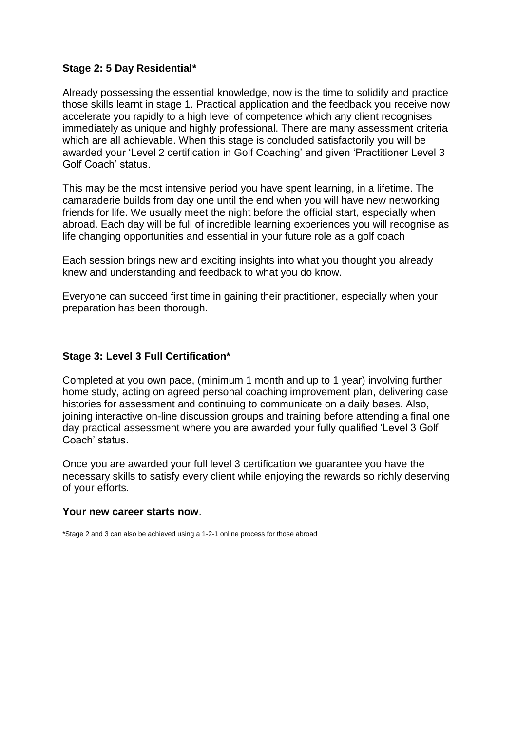**Stage 2: 5 Day Residential***

Already possessing the essential knowledge, now is the time to solidify and practice those skills learnt in stage 1. Practical application and the feedback you receive now accelerate you rapidly to a high level of competence which any client recognises immediately as unique and highly professional. There are many assessment criteria which are all achievable. When this stage is concluded satisfactorily you will be awarded your 'Level 2 certification in Golf Coaching' and given 'Practitioner Level 3 Golf Coach' status.

This may be the most intensive period you have spent learning, in a lifetime. The camaraderie builds from day one until the end when you will have new networking friends for life. We usually meet the night before the official start, especially when abroad. Each day will be full of incredible learning experiences you will recognise as life changing opportunities and essential in your future role as a golf coach

Each session brings new and exciting insights into what you thought you already knew and understanding and feedback to what you do know.

Everyone can succeed first time in gaining their practitioner, especially when your preparation has been thorough.

**Stage 3: Level 3 Full Certification***

Completed at you own pace, (minimum 1 month and up to 1 year) involving further home study, acting on agreed personal coaching improvement plan, delivering case histories for assessment and continuing to communicate on a daily bases. Also, joining interactive on-line discussion groups and training before attending a final one day practical assessment where you are awarded your fully qualified 'Level 3 Golf Coach' status.

Once you are awarded your full level 3 certification we guarantee you have the necessary skills to satisfy every client while enjoying the rewards so richly deserving of your efforts.

**Your new career starts now**.

*Stage 2 and 3 can also be achieved using a 1-2-1 online process for those abroad